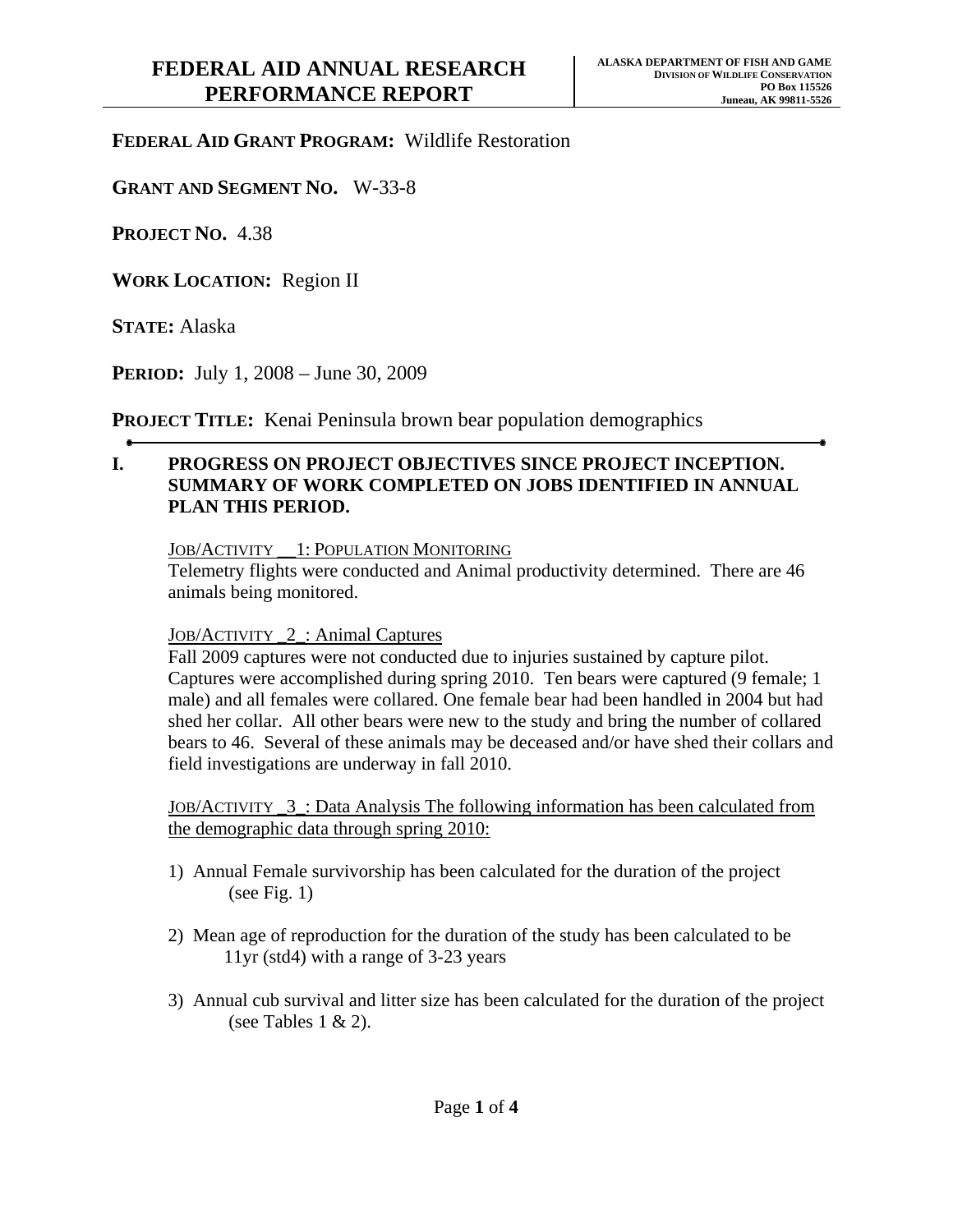# FEDERAL AID ANNUAL RESEARCH PERFORMANCE REPORT

**ALASKA DEPARTMENT OF FISH AND GAME**
**DIVISION OF WILDLIFE CONSERVATION**
**PO Box 115526**
**Juneau, AK 99811-5526**

**FEDERAL AID GRANT PROGRAM:** Wildlife Restoration

**GRANT AND SEGMENT NO.** W-33-8

**PROJECT NO.** 4.38

**WORK LOCATION:** Region II

**STATE:** Alaska

**PERIOD:** July 1, 2008 – June 30, 2009

**PROJECT TITLE:** Kenai Peninsula brown bear population demographics

## I. PROGRESS ON PROJECT OBJECTIVES SINCE PROJECT INCEPTION. SUMMARY OF WORK COMPLETED ON JOBS IDENTIFIED IN ANNUAL PLAN THIS PERIOD.

JOB/ACTIVITY __1: POPULATION MONITORING

Telemetry flights were conducted and Animal productivity determined. There are 46 animals being monitored.

JOB/ACTIVITY _2_: Animal Captures

Fall 2009 captures were not conducted due to injuries sustained by capture pilot. Captures were accomplished during spring 2010. Ten bears were captured (9 female; 1 male) and all females were collared. One female bear had been handled in 2004 but had shed her collar. All other bears were new to the study and bring the number of collared bears to 46. Several of these animals may be deceased and/or have shed their collars and field investigations are underway in fall 2010.

JOB/ACTIVITY _3_: Data Analysis The following information has been calculated from the demographic data through spring 2010:

1) Annual Female survivorship has been calculated for the duration of the project (see Fig. 1)

2) Mean age of reproduction for the duration of the study has been calculated to be 11yr (std4) with a range of 3-23 years

3) Annual cub survival and litter size has been calculated for the duration of the project (see Tables 1 & 2).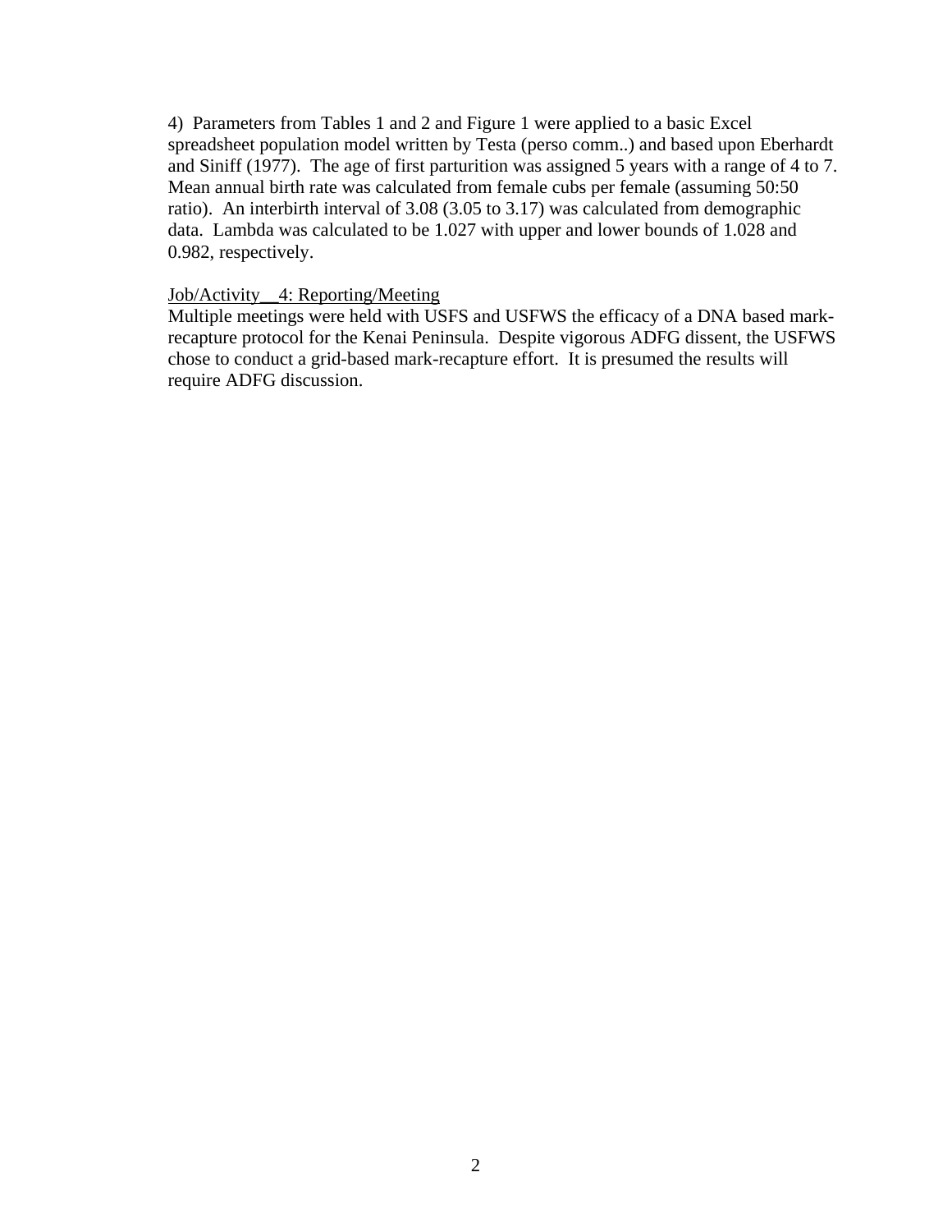4) Parameters from Tables 1 and 2 and Figure 1 were applied to a basic Excel spreadsheet population model written by Testa (perso comm..) and based upon Eberhardt and Siniff (1977). The age of first parturition was assigned 5 years with a range of 4 to 7. Mean annual birth rate was calculated from female cubs per female (assuming 50:50 ratio). An interbirth interval of 3.08 (3.05 to 3.17) was calculated from demographic data. Lambda was calculated to be 1.027 with upper and lower bounds of 1.028 and 0.982, respectively.

<u>Job/Activity__4: Reporting/Meeting</u>

Multiple meetings were held with USFS and USFWS the efficacy of a DNA based mark-recapture protocol for the Kenai Peninsula. Despite vigorous ADFG dissent, the USFWS chose to conduct a grid-based mark-recapture effort. It is presumed the results will require ADFG discussion.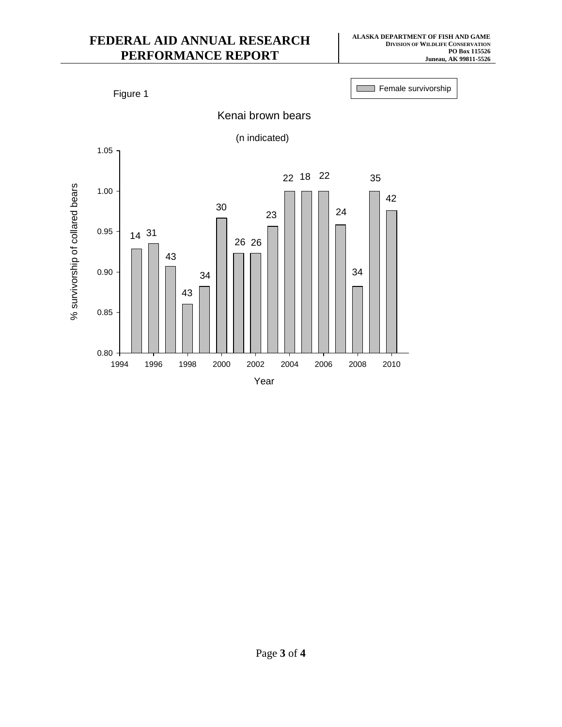Figure 1

Kenai brown bears

(n indicated)

| Year | % survivorship of collared bears (Female survivorship) | n |
| --- | --- | --- |
| 1995 | 0.93 | 14 |
| 1996 | 0.94 | 31 |
| 1997 | 0.91 | 43 |
| 1998 | 0.86 | 43 |
| 1999 | 0.88 | 34 |
| 2000 | 0.97 | 30 |
| 2001 | 0.92 | 26 |
| 2002 | 0.92 | 26 |
| 2003 | 0.96 | 23 |
| 2004 | 1.00 | 22 |
| 2005 | 1.00 | 18 |
| 2006 | 1.00 | 22 |
| 2007 | 0.96 | 24 |
| 2008 | 0.88 | 34 |
| 2009 | 1.00 | 35 |
| 2010 | 0.98 | 42 |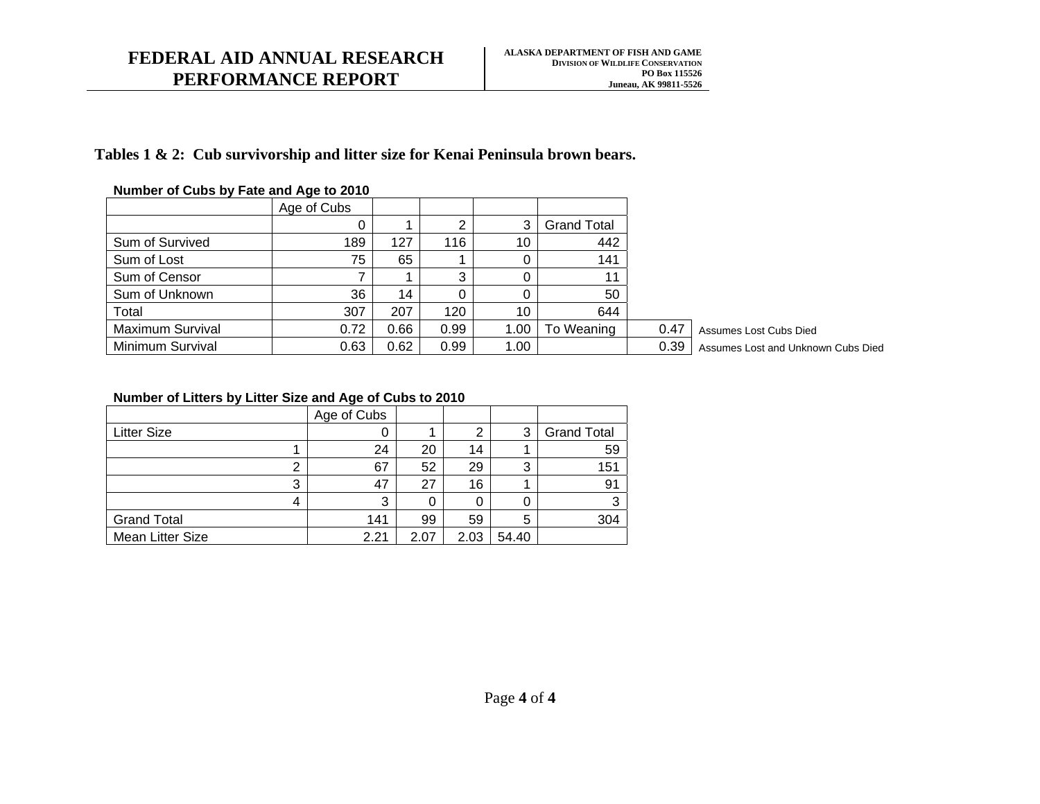**Tables 1 & 2: Cub survivorship and litter size for Kenai Peninsula brown bears.**

**Number of Cubs by Fate and Age to 2010**

| | Age of Cubs | | | | | | |
|---|---|---|---|---|---|---|---|
| | 0 | 1 | 2 | 3 | Grand Total | | |
| Sum of Survived | 189 | 127 | 116 | 10 | 442 | | |
| Sum of Lost | 75 | 65 | 1 | 0 | 141 | | |
| Sum of Censor | 7 | 1 | 3 | 0 | 11 | | |
| Sum of Unknown | 36 | 14 | 0 | 0 | 50 | | |
| Total | 307 | 207 | 120 | 10 | 644 | | |
| Maximum Survival | 0.72 | 0.66 | 0.99 | 1.00 | To Weaning | 0.47 | Assumes Lost Cubs Died |
| Minimum Survival | 0.63 | 0.62 | 0.99 | 1.00 | | 0.39 | Assumes Lost and Unknown Cubs Died |

**Number of Litters by Litter Size and Age of Cubs to 2010**

| | Age of Cubs | | | | |
|---|---|---|---|---|---|
| Litter Size | 0 | 1 | 2 | 3 | Grand Total |
| 1 | 24 | 20 | 14 | 1 | 59 |
| 2 | 67 | 52 | 29 | 3 | 151 |
| 3 | 47 | 27 | 16 | 1 | 91 |
| 4 | 3 | 0 | 0 | 0 | 3 |
| Grand Total | 141 | 99 | 59 | 5 | 304 |
| Mean Litter Size | 2.21 | 2.07 | 2.03 | 54.40 | |